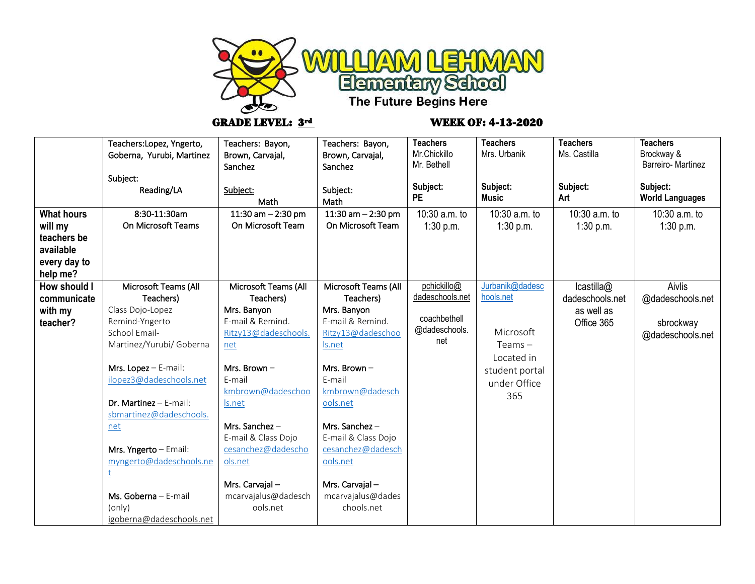# WILLIAM LEHMAN Elementary School

The Future Begins Here

**GRADE LEVEL: 3rd** **WEEK OF: 4-13-2020**

| | Teachers:Lopez, Yngerto, Goberna, Yurubi, Martinez<br><br>Subject:<br>Reading/LA | Teachers: Bayon, Brown, Carvajal, Sanchez<br><br>Subject:<br>Math | Teachers: Bayon, Brown, Carvajal, Sanchez<br><br>Subject:<br>Math | **Teachers**<br>Mr.Chickillo<br>Mr. Bethell<br><br>**Subject:**<br>**PE** | **Teachers**<br>Mrs. Urbanik<br><br>**Subject:**<br>**Music** | **Teachers**<br>Ms. Castilla<br><br>**Subject:**<br>**Art** | **Teachers**<br>Brockway &<br>Barreiro- Martínez<br><br>**Subject:**<br>**World Languages** |
|---|---|---|---|---|---|---|---|
| **What hours will my teachers be available every day to help me?** | 8:30-11:30am<br>On Microsoft Teams | 11:30 am – 2:30 pm<br>On Microsoft Team | 11:30 am – 2:30 pm<br>On Microsoft Team | 10:30 a.m. to 1:30 p.m. | 10:30 a.m. to 1:30 p.m. | 10:30 a.m. to 1:30 p.m. | 10:30 a.m. to 1:30 p.m. |
| **How should I communicate with my teacher?** | Microsoft Teams (All Teachers)<br>Class Dojo-Lopez<br>Remind-Yngerto<br>School Email-Martinez/Yurubi/ Goberna<br><br>**Mrs. Lopez** – E-mail: ilopez3@dadeschools.net<br><br>**Dr. Martinez** – E-mail: sbmartinez@dadeschools.net<br><br>**Mrs. Yngerto** – Email: myngerto@dadeschools.net<br><br>**Ms. Goberna** – E-mail (only) igoberna@dadeschools.net | Microsoft Teams (All Teachers)<br>**Mrs. Banyon**<br>E-mail & Remind.<br>Ritzy13@dadeschools.net<br><br>**Mrs. Brown** –<br>E-mail<br>kmbrown@dadeschools.net<br><br>**Mrs. Sanchez** –<br>E-mail & Class Dojo<br>cesanchez@dadeschools.net<br><br>**Mrs. Carvajal –**<br>mcarvajalus@dadeschools.net | Microsoft Teams (All Teachers)<br>**Mrs. Banyon**<br>E-mail & Remind.<br>Ritzy13@dadeschools.net<br><br>**Mrs. Brown** –<br>E-mail<br>kmbrown@dadeschools.net<br><br>**Mrs. Sanchez** –<br>E-mail & Class Dojo<br>cesanchez@dadeschools.net<br><br>**Mrs. Carvajal –**<br>mcarvajalus@dadeschools.net | pchickillo@dadeschools.net<br><br>coachbethell@dadeschools.net | Jurbanik@dadeschools.net<br><br>Microsoft Teams – Located in student portal under Office 365 | lcastilla@dadeschools.net as well as Office 365 | Aivlis@dadeschools.net<br><br>sbrockway@dadeschools.net |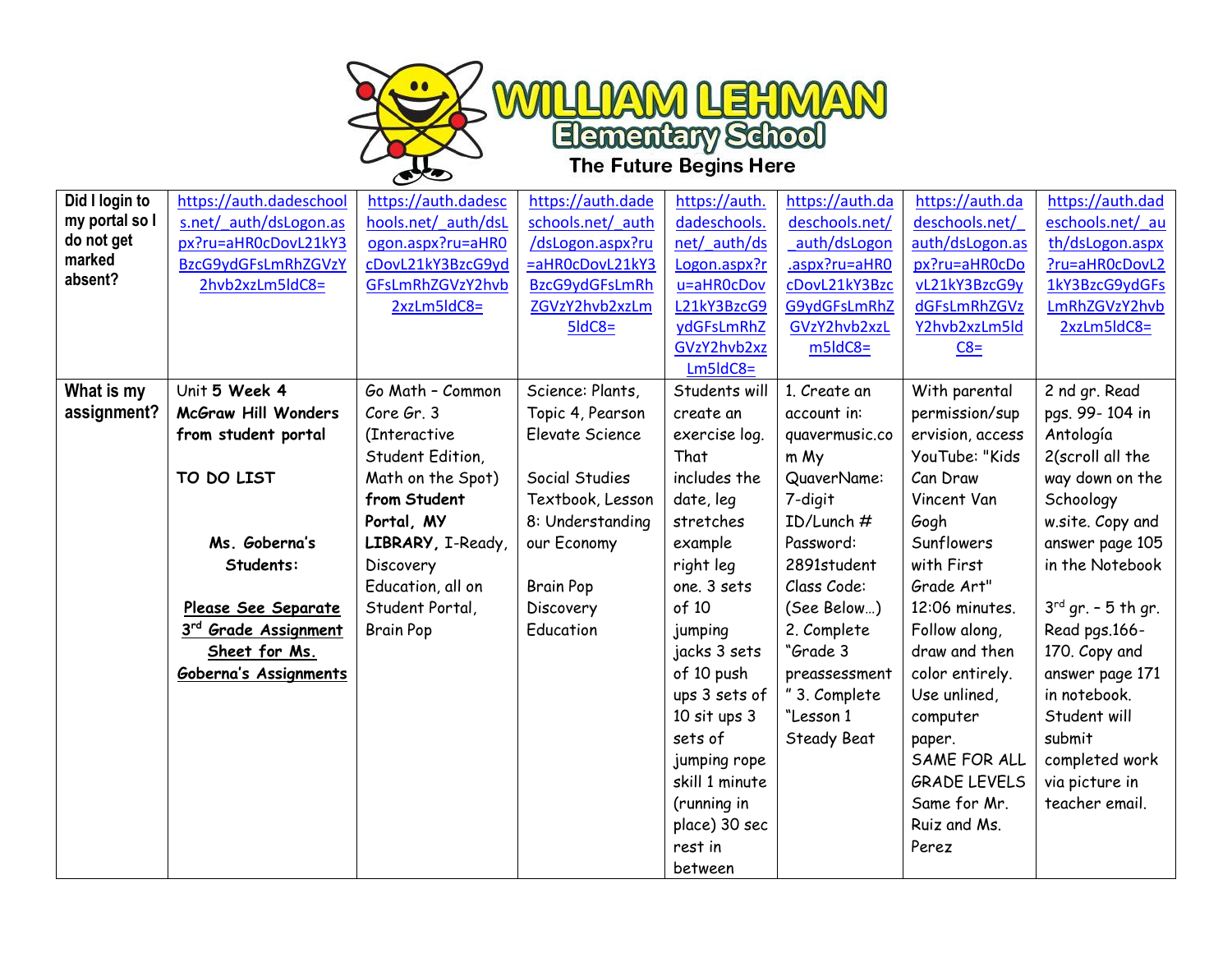# WILLIAM LEHMAN Elementary School

The Future Begins Here

| Did I login to my portal so I do not get marked absent? | https://auth.dadeschools.net/_auth/dsLogon.aspx?ru=aHR0cDovL21kY3BzcG9ydGFsLmRhZGVzY2hvb2xzLm5ldC8= | https://auth.dadeschools.net/_auth/dsLogon.aspx?ru=aHR0cDovL21kY3BzcG9ydGFsLmRhZGVzY2hvb2xzLm5ldC8= | https://auth.dadeschools.net/_auth/dsLogon.aspx?ru=aHR0cDovL21kY3BzcG9ydGFsLmRhZGVzY2hvb2xzLm5ldC8= | https://auth.dadeschools.net/_auth/dsLogon.aspx?ru=aHR0cDovL21kY3BzcG9ydGFsLmRhZGVzY2hvb2xzLm5ldC8= | https://auth.dadeschools.net/_auth/dsLogon.aspx?ru=aHR0cDovL21kY3BzcG9ydGFsLmRhZGVzY2hvb2xzLm5ldC8= | https://auth.dadeschools.net/_auth/dsLogon.aspx?ru=aHR0cDovL21kY3BzcG9ydGFsLmRhZGVzY2hvb2xzLm5ldC8= | https://auth.dadeschools.net/_auth/dsLogon.aspx?ru=aHR0cDovL21kY3BzcG9ydGFsLmRhZGVzY2hvb2xzLm5ldC8= |
|---|---|---|---|---|---|---|---|
| **What is my assignment?** | Unit **5** Week **4** **McGraw Hill Wonders from student portal** **TO DO LIST** **Ms. Goberna's Students:** **Please See Separate 3rd Grade Assignment Sheet for Ms. Goberna's Assignments** | Go Math – Common Core Gr. 3 (Interactive Student Edition, Math on the Spot) **from Student Portal, MY LIBRARY,** I-Ready, Discovery Education, all on Student Portal, Brain Pop | Science: Plants, Topic 4, Pearson Elevate Science Social Studies Textbook, Lesson 8: Understanding our Economy Brain Pop Discovery Education | Students will create an exercise log. That includes the date, leg stretches example right leg one. 3 sets of 10 jumping jacks 3 sets of 10 push ups 3 sets of 10 sit ups 3 sets of jumping rope skill 1 minute (running in place) 30 sec rest in between | 1. Create an account in: quavermusic.com My QuaverName: 7-digit ID/Lunch # Password: 2891student Class Code: (See Below…) 2. Complete "Grade 3 preassessment" 3. Complete "Lesson 1 Steady Beat | With parental permission/supervision, access YouTube: "Kids Can Draw Vincent Van Gogh Sunflowers with First Grade Art" 12:06 minutes. Follow along, draw and then color entirely. Use unlined, computer paper. SAME FOR ALL GRADE LEVELS Same for Mr. Ruiz and Ms. Perez | 2 nd gr. Read pgs. 99- 104 in Antología 2(scroll all the way down on the Schoology w.site. Copy and answer page 105 in the Notebook 3rd gr. – 5 th gr. Read pgs.166-170. Copy and answer page 171 in notebook. Student will submit completed work via picture in teacher email. |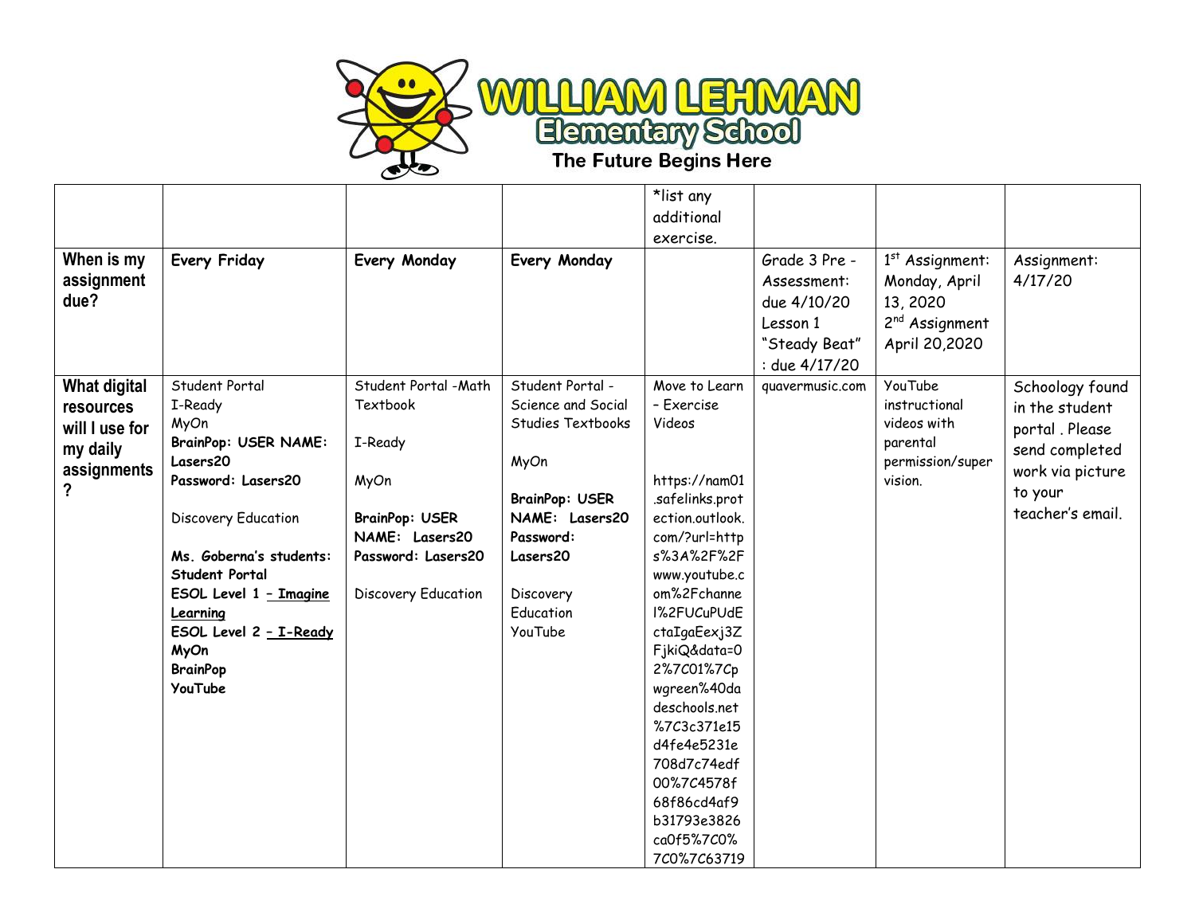# WILLIAM LEHMAN Elementary School

The Future Begins Here

| | | | | *list any additional exercise. | | | |
|---|---|---|---|---|---|---|---|
| **When is my assignment due?** | **Every Friday** | **Every Monday** | **Every Monday** | | Grade 3 Pre - Assessment: due 4/10/20 Lesson 1 "Steady Beat" : due 4/17/20 | 1st Assignment: Monday, April 13, 2020 2nd Assignment April 20,2020 | Assignment: 4/17/20 |
| **What digital resources will I use for my daily assignments?** | Student Portal I-Ready MyOn **BrainPop: USER NAME: Lasers20 Password: Lasers20** Discovery Education **Ms. Goberna's students: Student Portal ESOL Level 1 – Imagine Learning ESOL Level 2 – I-Ready MyOn BrainPop YouTube** | Student Portal -Math Textbook I-Ready MyOn **BrainPop: USER NAME: Lasers20 Password: Lasers20** Discovery Education | Student Portal - Science and Social Studies Textbooks MyOn **BrainPop: USER NAME: Lasers20 Password: Lasers20** Discovery Education YouTube | Move to Learn – Exercise Videos https://nam01.safelinks.protection.outlook.com/?url=https%3A%2F%2Fwww.youtube.com%2Fchannel%2FUCuPUdEctaIgaEexj3ZFjkiQ&data=02%7C01%7Cpwgreen%40dadeschools.net%7C3c371e15d4fe4e5231e708d7c74edf00%7C4578f68f86cd4af9b31793e3826ca0f5%7C0%7C0%7C63719 | quavermusic.com | YouTube instructional videos with parental permission/supervision. | Schoology found in the student portal . Please send completed work via picture to your teacher's email. |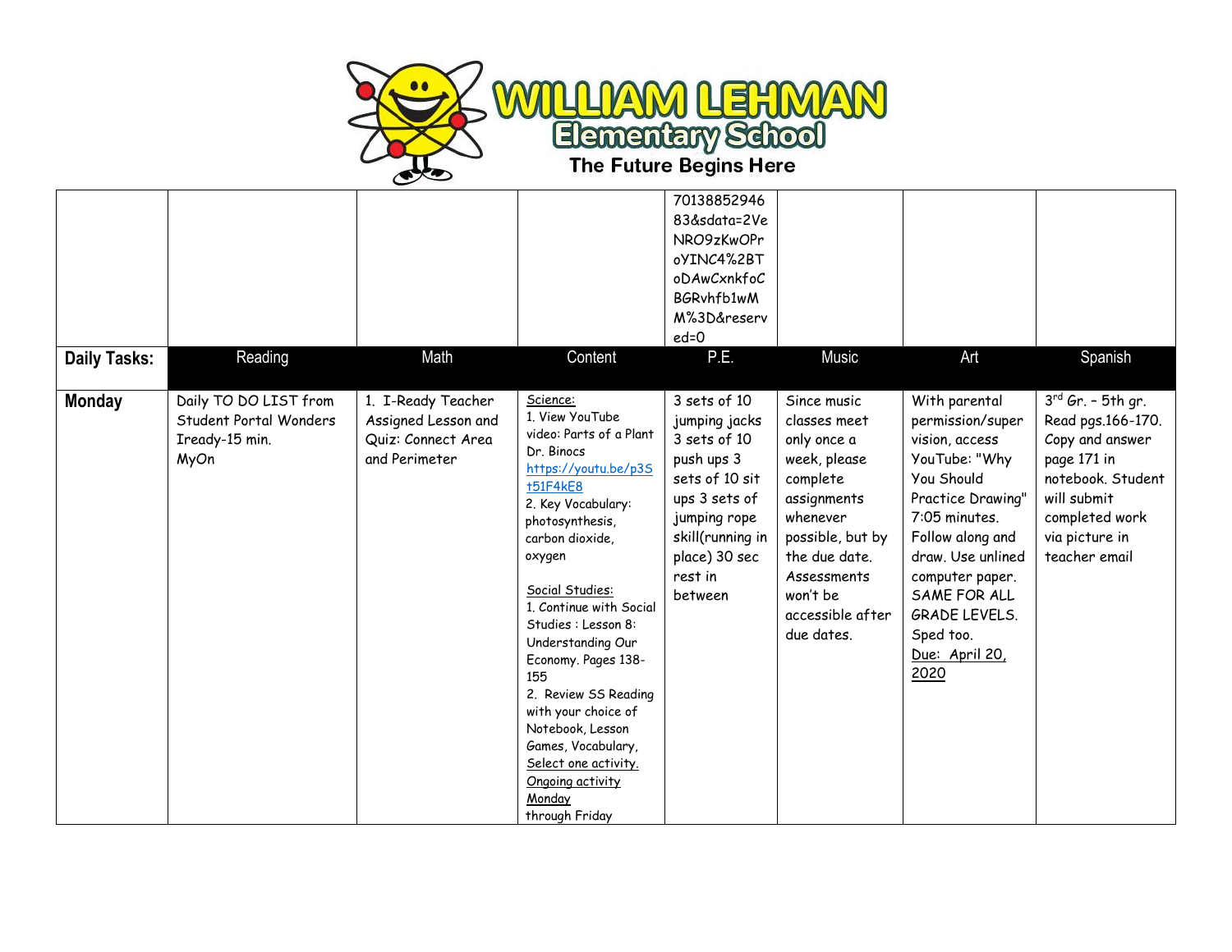# WILLIAM LEHMAN Elementary School

The Future Begins Here

| | | | | | | | |
|---|---|---|---|---|---|---|---|
| | | | | 7013885294683&sdata=2VeNRO9zKwOProYINC4%2BToDAwCxnkfoCBGRvhfb1wMM%3D&reserved=0 | | | |
| **Daily Tasks:** | Reading | Math | Content | P.E. | Music | Art | Spanish |
| **Monday** | Daily TO DO LIST from Student Portal Wonders<br>Iready-15 min.<br>MyOn | 1. I-Ready Teacher Assigned Lesson and Quiz: Connect Area and Perimeter | Science:<br>1. View YouTube video: Parts of a Plant Dr. Binocs https://youtu.be/p3St51F4kE8<br>2. Key Vocabulary: photosynthesis, carbon dioxide, oxygen<br><br>Social Studies:<br>1. Continue with Social Studies : Lesson 8: Understanding Our Economy. Pages 138-155<br>2. Review SS Reading with your choice of Notebook, Lesson Games, Vocabulary, Select one activity. Ongoing activity Monday through Friday | 3 sets of 10 jumping jacks 3 sets of 10 push ups 3 sets of 10 sit ups 3 sets of jumping rope skill(running in place) 30 sec rest in between | Since music classes meet only once a week, please complete assignments whenever possible, but by the due date. Assessments won't be accessible after due dates. | With parental permission/supervision, access YouTube: "Why You Should Practice Drawing" 7:05 minutes. Follow along and draw. Use unlined computer paper. SAME FOR ALL GRADE LEVELS. Sped too. Due: April 20, 2020 | 3rd Gr. – 5th gr. Read pgs.166-170. Copy and answer page 171 in notebook. Student will submit completed work via picture in teacher email |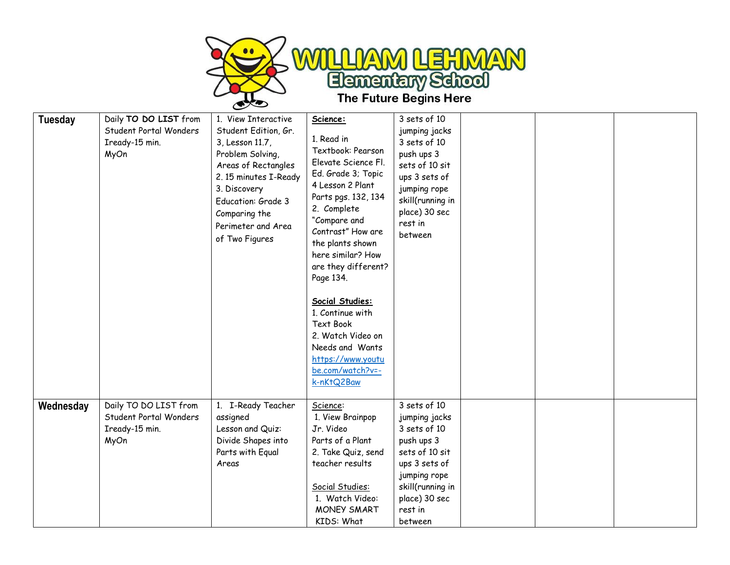# WILLIAM LEHMAN Elementary School

The Future Begins Here

| | | | | | | | |
|---|---|---|---|---|---|---|---|
| **Tuesday** | Daily **TO DO LIST** from Student Portal Wonders Iready-15 min. MyOn | 1. View Interactive Student Edition, Gr. 3, Lesson 11.7, Problem Solving, Areas of Rectangles 2. 15 minutes I-Ready 3. Discovery Education: Grade 3 Comparing the Perimeter and Area of Two Figures | **Science:** 1. Read in Textbook: Pearson Elevate Science Fl. Ed. Grade 3; Topic 4 Lesson 2 Plant Parts pgs. 132, 134 2. Complete "Compare and Contrast" How are the plants shown here similar? How are they different? Page 134. **Social Studies:** 1. Continue with Text Book 2. Watch Video on Needs and Wants https://www.youtube.com/watch?v=-k-nKtQ2Baw | 3 sets of 10 jumping jacks 3 sets of 10 push ups 3 sets of 10 sit ups 3 sets of jumping rope skill(running in place) 30 sec rest in between | | | |
| **Wednesday** | Daily TO DO LIST from Student Portal Wonders Iready-15 min. MyOn | 1. I-Ready Teacher assigned Lesson and Quiz: Divide Shapes into Parts with Equal Areas | Science: 1. View Brainpop Jr. Video Parts of a Plant 2. Take Quiz, send teacher results Social Studies: 1. Watch Video: MONEY SMART KIDS: What | 3 sets of 10 jumping jacks 3 sets of 10 push ups 3 sets of 10 sit ups 3 sets of jumping rope skill(running in place) 30 sec rest in between | | | |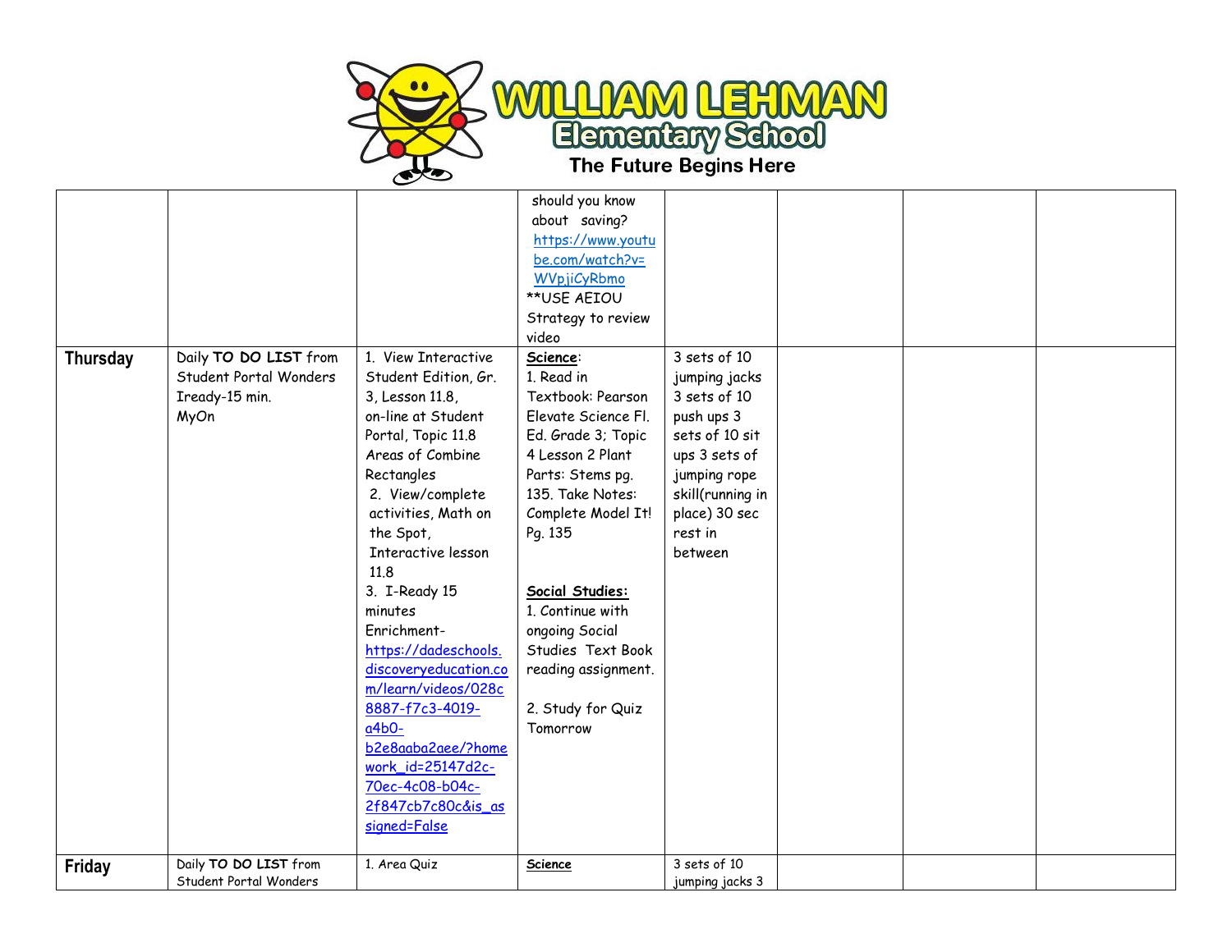| | | | | | | | |
|---|---|---|---|---|---|---|---|
| | | | should you know about saving? https://www.youtube.com/watch?v=WVpjiCyRbmo **USE AEIOU Strategy to review video | | | | |
| **Thursday** | Daily **TO DO LIST** from Student Portal Wonders Iready-15 min. MyOn | 1. View Interactive Student Edition, Gr. 3, Lesson 11.8, on-line at Student Portal, Topic 11.8 Areas of Combine Rectangles 2. View/complete activities, Math on the Spot, Interactive lesson 11.8 3. I-Ready 15 minutes Enrichment- https://dadeschools.discoveryeducation.com/learn/videos/028c8887-f7c3-4019-a4b0-b2e8aaba2aee/?homework_id=25147d2c-70ec-4c08-b04c-2f847cb7c80c&is_assigned=False | **Science**: 1. Read in Textbook: Pearson Elevate Science Fl. Ed. Grade 3; Topic 4 Lesson 2 Plant Parts: Stems pg. 135. Take Notes: Complete Model It! Pg. 135 **Social Studies:** 1. Continue with ongoing Social Studies Text Book reading assignment. 2. Study for Quiz Tomorrow | 3 sets of 10 jumping jacks 3 sets of 10 push ups 3 sets of 10 sit ups 3 sets of jumping rope skill(running in place) 30 sec rest in between | | | |
| **Friday** | Daily **TO DO LIST** from Student Portal Wonders | 1. Area Quiz | **Science** | 3 sets of 10 jumping jacks 3 | | | |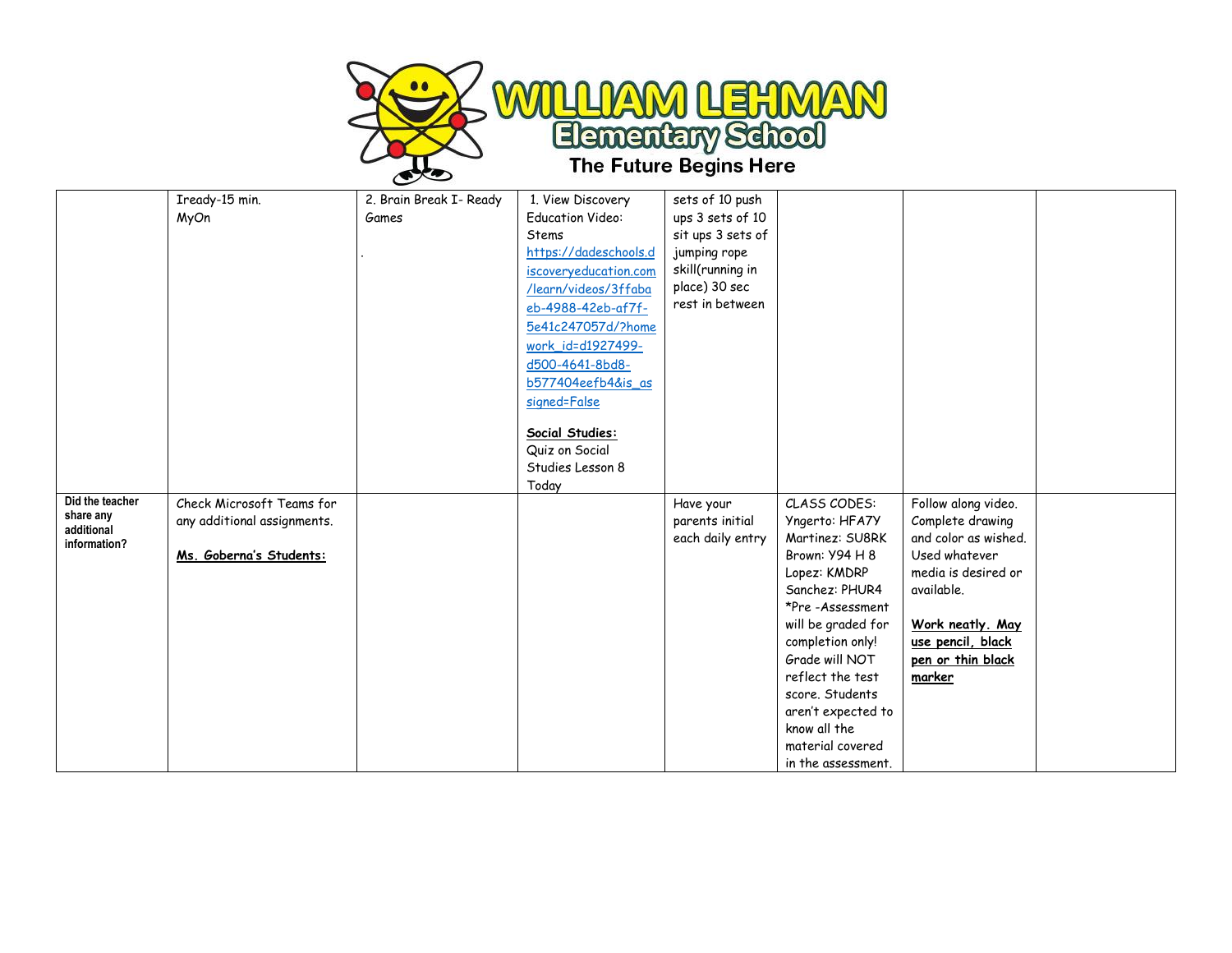# WILLIAM LEHMAN Elementary School

The Future Begins Here

| | | | | | | | |
|---|---|---|---|---|---|---|---|
| | Iready-15 min.<br>MyOn | 2. Brain Break I- Ready Games<br><br>. | 1. View Discovery Education Video: Stems<br>https://dadeschools.discoveryeducation.com/learn/videos/3ffabaeb-4988-42eb-af7f-5e41c247057d/?homework_id=d1927499-d500-4641-8bd8-b577404eefb4&is_assigned=False<br><br>**Social Studies:**<br>Quiz on Social Studies Lesson 8 Today | sets of 10 push ups 3 sets of 10 sit ups 3 sets of jumping rope skill(running in place) 30 sec rest in between | | | |
| **Did the teacher share any additional information?** | Check Microsoft Teams for any additional assignments.<br><br>**Ms. Goberna's Students:** | | | Have your parents initial each daily entry | CLASS CODES:<br>Yngerto: HFA7Y<br>Martinez: SU8RK<br>Brown: Y94 H 8<br>Lopez: KMDRP<br>Sanchez: PHUR4<br>*Pre -Assessment will be graded for completion only! Grade will NOT reflect the test score. Students aren't expected to know all the material covered in the assessment. | Follow along video. Complete drawing and color as wished. Used whatever media is desired or available.<br><br>**Work neatly. May use pencil, black pen or thin black marker** | |